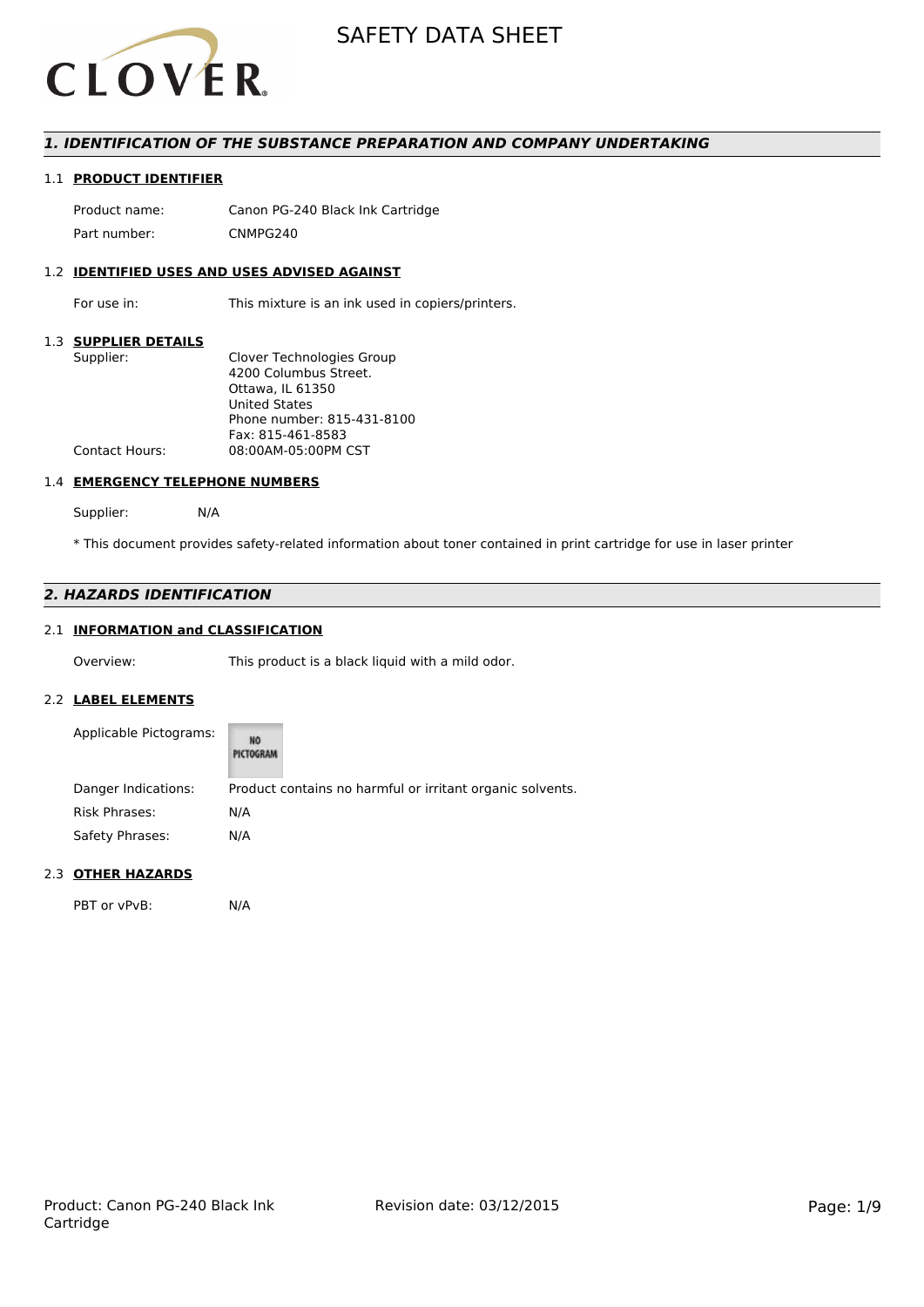# SAFETY DATA SHEET

## 1. IDENTIFICATION OF THE SUBSTANCE PREPARATION AND COMPANY UNDERTAKING

### 1.1 PRODUCT IDENTIFIER

Product name: Canon PG-240 Black Ink Cartridge

Part number: CNMPG240

### 1.2 IDENTIFIED USES AND USES ADVISED AGAINST

For use in: This mixture is an ink used in copiers/printers.

### 1.3 SUPPLIER DETAILS

Supplier: Clover Technologies Group
4200 Columbus Street.
Ottawa, IL 61350
United States
Phone number: 815-431-8100
Fax: 815-461-8583

Contact Hours: 08:00AM-05:00PM CST

### 1.4 EMERGENCY TELEPHONE NUMBERS

Supplier: N/A

* This document provides safety-related information about toner contained in print cartridge for use in laser printer

## 2. HAZARDS IDENTIFICATION

### 2.1 INFORMATION and CLASSIFICATION

Overview: This product is a black liquid with a mild odor.

### 2.2 LABEL ELEMENTS

Applicable Pictograms: NO PICTOGRAM

Danger Indications: Product contains no harmful or irritant organic solvents.

Risk Phrases: N/A

Safety Phrases: N/A

### 2.3 OTHER HAZARDS

PBT or vPvB: N/A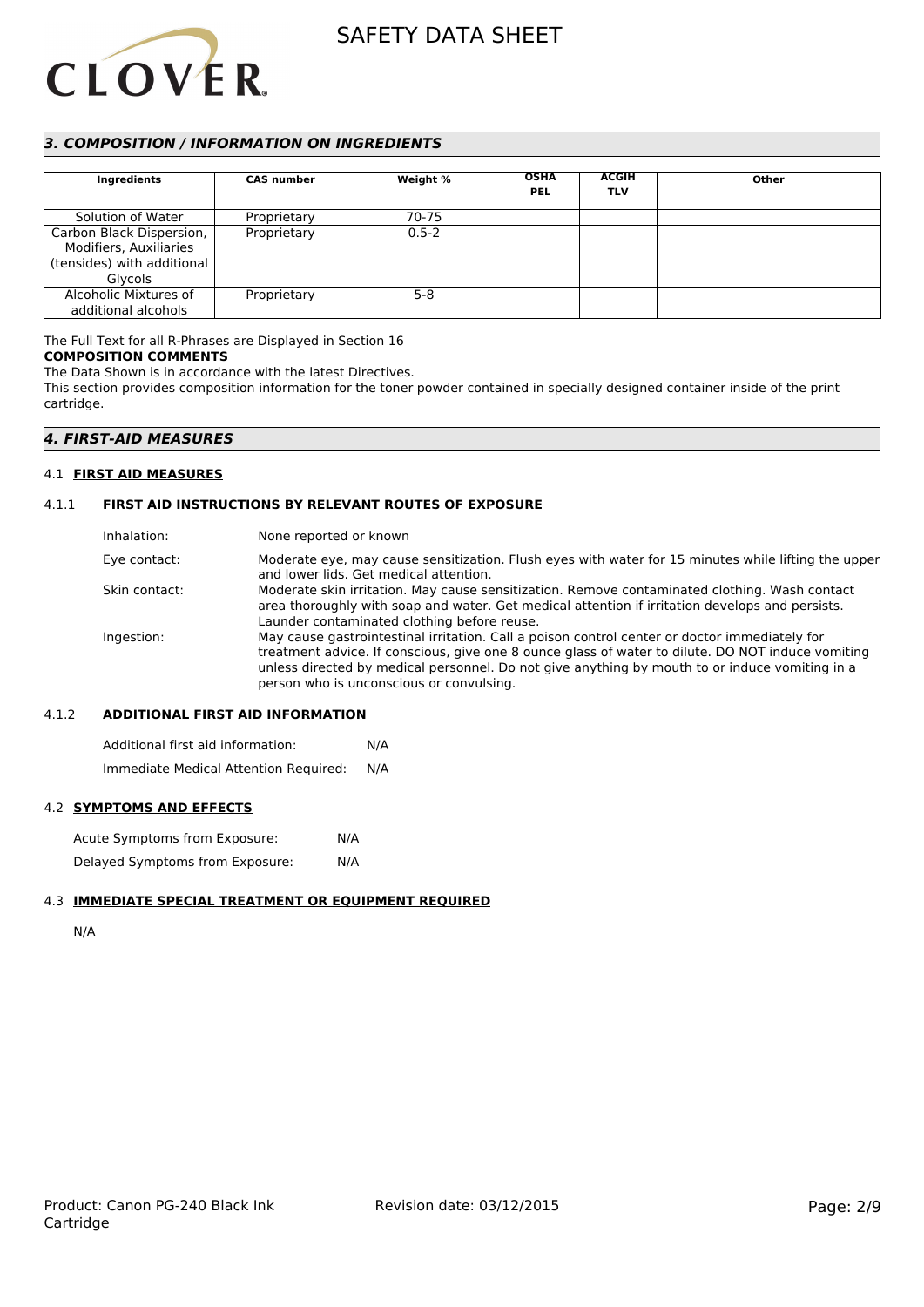## *3. COMPOSITION / INFORMATION ON INGREDIENTS*

| Ingredients | CAS number | Weight % | OSHA PEL | ACGIH TLV | Other |
|---|---|---|---|---|---|
| Solution of Water | Proprietary | 70-75 | | | |
| Carbon Black Dispersion, Modifiers, Auxiliaries (tensides) with additional Glycols | Proprietary | 0.5-2 | | | |
| Alcoholic Mixtures of additional alcohols | Proprietary | 5-8 | | | |

The Full Text for all R-Phrases are Displayed in Section 16

**COMPOSITION COMMENTS**

The Data Shown is in accordance with the latest Directives.

This section provides composition information for the toner powder contained in specially designed container inside of the print cartridge.

## *4. FIRST-AID MEASURES*

### 4.1 FIRST AID MEASURES

#### 4.1.1 FIRST AID INSTRUCTIONS BY RELEVANT ROUTES OF EXPOSURE

Inhalation: None reported or known

Eye contact: Moderate eye, may cause sensitization. Flush eyes with water for 15 minutes while lifting the upper and lower lids. Get medical attention.

Skin contact: Moderate skin irritation. May cause sensitization. Remove contaminated clothing. Wash contact area thoroughly with soap and water. Get medical attention if irritation develops and persists. Launder contaminated clothing before reuse.

Ingestion: May cause gastrointestinal irritation. Call a poison control center or doctor immediately for treatment advice. If conscious, give one 8 ounce glass of water to dilute. DO NOT induce vomiting unless directed by medical personnel. Do not give anything by mouth to or induce vomiting in a person who is unconscious or convulsing.

#### 4.1.2 ADDITIONAL FIRST AID INFORMATION

Additional first aid information: N/A

Immediate Medical Attention Required: N/A

### 4.2 SYMPTOMS AND EFFECTS

Acute Symptoms from Exposure: N/A

Delayed Symptoms from Exposure: N/A

### 4.3 IMMEDIATE SPECIAL TREATMENT OR EQUIPMENT REQUIRED

N/A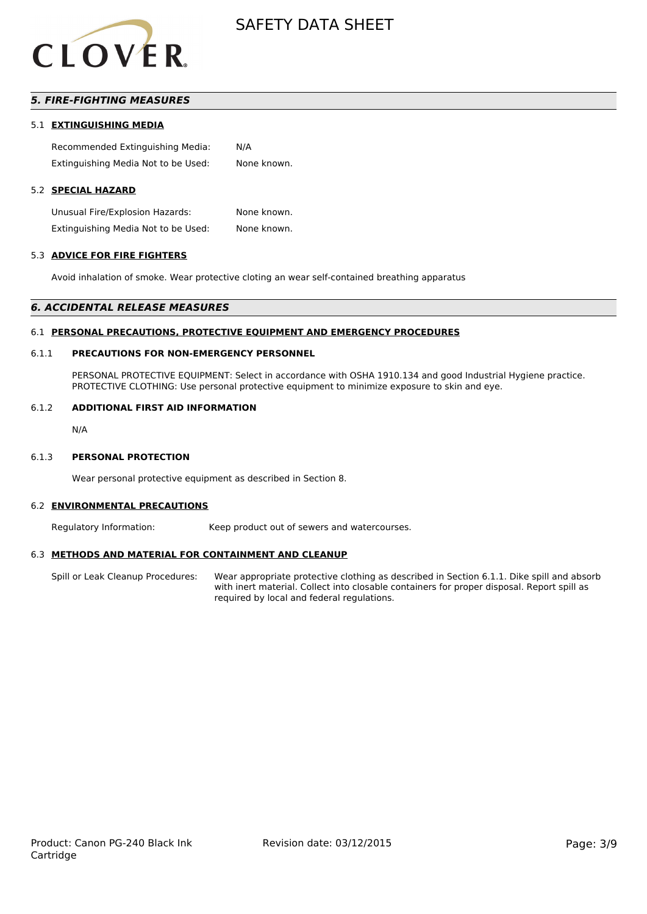## *5. FIRE-FIGHTING MEASURES*

### 5.1 EXTINGUISHING MEDIA

| | |
|---|---|
| Recommended Extinguishing Media: | N/A |
| Extinguishing Media Not to be Used: | None known. |

### 5.2 SPECIAL HAZARD

| | |
|---|---|
| Unusual Fire/Explosion Hazards: | None known. |
| Extinguishing Media Not to be Used: | None known. |

### 5.3 ADVICE FOR FIRE FIGHTERS

Avoid inhalation of smoke. Wear protective cloting an wear self-contained breathing apparatus

## *6. ACCIDENTAL RELEASE MEASURES*

### 6.1 PERSONAL PRECAUTIONS, PROTECTIVE EQUIPMENT AND EMERGENCY PROCEDURES

#### 6.1.1 PRECAUTIONS FOR NON-EMERGENCY PERSONNEL

PERSONAL PROTECTIVE EQUIPMENT: Select in accordance with OSHA 1910.134 and good Industrial Hygiene practice.
PROTECTIVE CLOTHING: Use personal protective equipment to minimize exposure to skin and eye.

#### 6.1.2 ADDITIONAL FIRST AID INFORMATION

N/A

#### 6.1.3 PERSONAL PROTECTION

Wear personal protective equipment as described in Section 8.

### 6.2 ENVIRONMENTAL PRECAUTIONS

| | |
|---|---|
| Regulatory Information: | Keep product out of sewers and watercourses. |

### 6.3 METHODS AND MATERIAL FOR CONTAINMENT AND CLEANUP

| | |
|---|---|
| Spill or Leak Cleanup Procedures: | Wear appropriate protective clothing as described in Section 6.1.1. Dike spill and absorb with inert material. Collect into closable containers for proper disposal. Report spill as required by local and federal regulations. |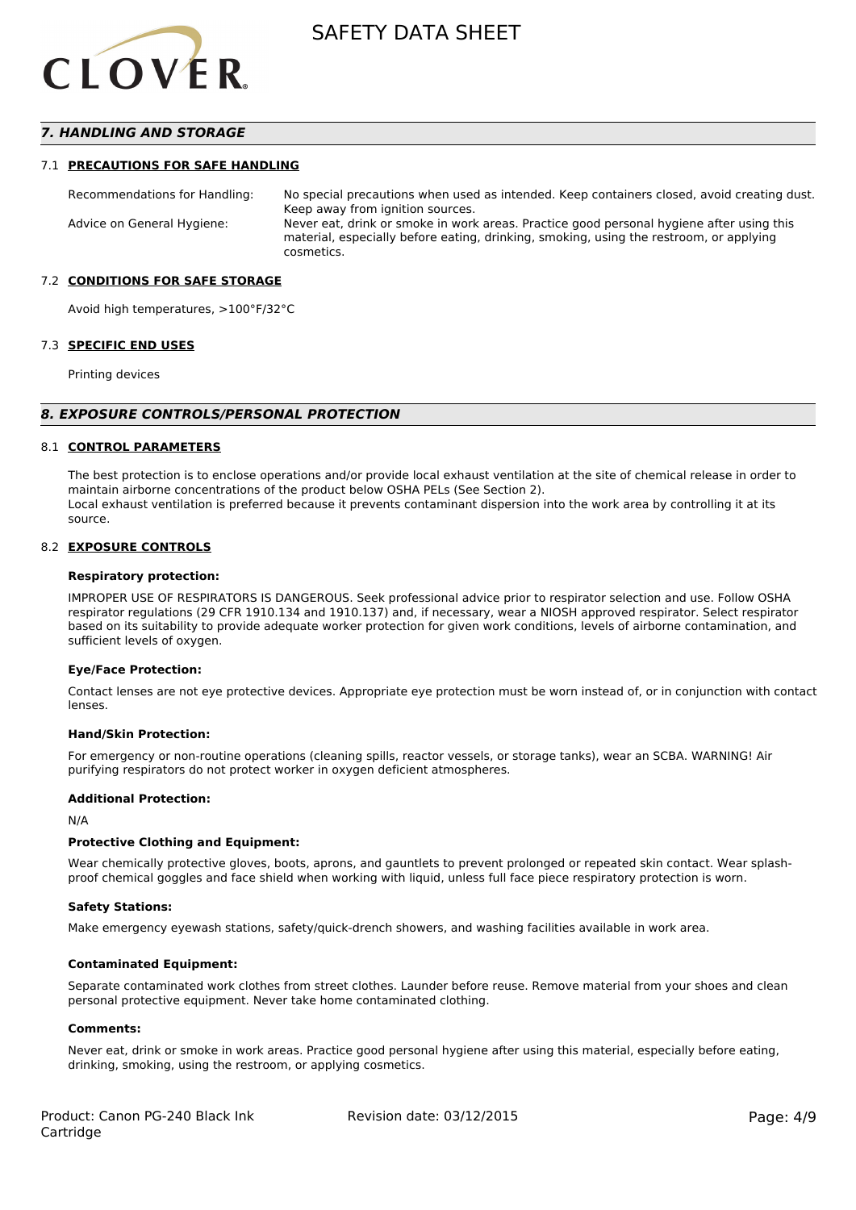## 7. HANDLING AND STORAGE

### 7.1 PRECAUTIONS FOR SAFE HANDLING

| | |
|---|---|
| Recommendations for Handling: | No special precautions when used as intended. Keep containers closed, avoid creating dust. Keep away from ignition sources. |
| Advice on General Hygiene: | Never eat, drink or smoke in work areas. Practice good personal hygiene after using this material, especially before eating, drinking, smoking, using the restroom, or applying cosmetics. |

### 7.2 CONDITIONS FOR SAFE STORAGE

Avoid high temperatures, >100°F/32°C

### 7.3 SPECIFIC END USES

Printing devices

## 8. EXPOSURE CONTROLS/PERSONAL PROTECTION

### 8.1 CONTROL PARAMETERS

The best protection is to enclose operations and/or provide local exhaust ventilation at the site of chemical release in order to maintain airborne concentrations of the product below OSHA PELs (See Section 2).
Local exhaust ventilation is preferred because it prevents contaminant dispersion into the work area by controlling it at its source.

### 8.2 EXPOSURE CONTROLS

**Respiratory protection:**

IMPROPER USE OF RESPIRATORS IS DANGEROUS. Seek professional advice prior to respirator selection and use. Follow OSHA respirator regulations (29 CFR 1910.134 and 1910.137) and, if necessary, wear a NIOSH approved respirator. Select respirator based on its suitability to provide adequate worker protection for given work conditions, levels of airborne contamination, and sufficient levels of oxygen.

**Eye/Face Protection:**

Contact lenses are not eye protective devices. Appropriate eye protection must be worn instead of, or in conjunction with contact lenses.

**Hand/Skin Protection:**

For emergency or non-routine operations (cleaning spills, reactor vessels, or storage tanks), wear an SCBA. WARNING! Air purifying respirators do not protect worker in oxygen deficient atmospheres.

**Additional Protection:**

N/A

**Protective Clothing and Equipment:**

Wear chemically protective gloves, boots, aprons, and gauntlets to prevent prolonged or repeated skin contact. Wear splash-proof chemical goggles and face shield when working with liquid, unless full face piece respiratory protection is worn.

**Safety Stations:**

Make emergency eyewash stations, safety/quick-drench showers, and washing facilities available in work area.

**Contaminated Equipment:**

Separate contaminated work clothes from street clothes. Launder before reuse. Remove material from your shoes and clean personal protective equipment. Never take home contaminated clothing.

**Comments:**

Never eat, drink or smoke in work areas. Practice good personal hygiene after using this material, especially before eating, drinking, smoking, using the restroom, or applying cosmetics.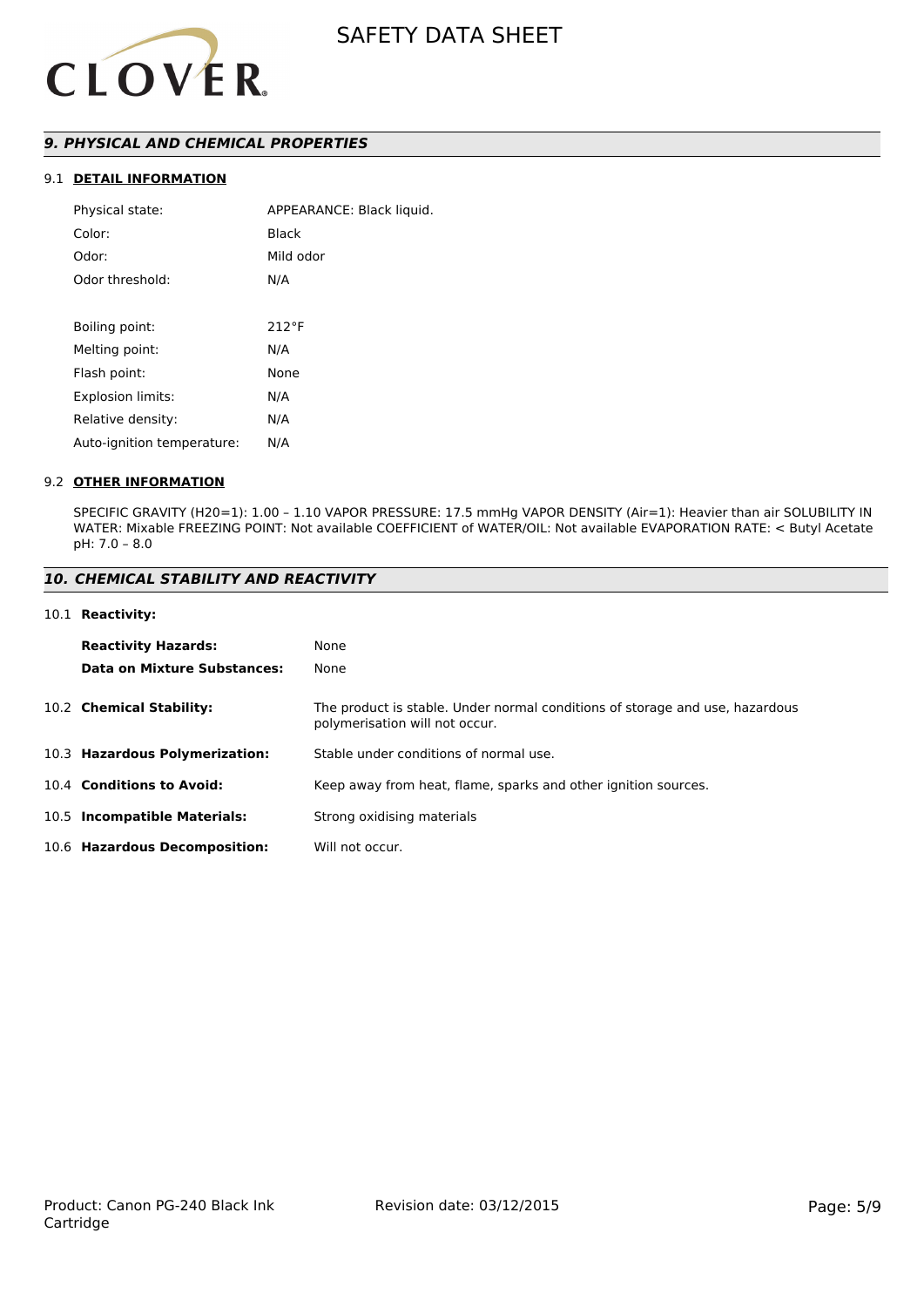## 9. PHYSICAL AND CHEMICAL PROPERTIES

### 9.1 DETAIL INFORMATION

| | |
|---|---|
| Physical state: | APPEARANCE: Black liquid. |
| Color: | Black |
| Odor: | Mild odor |
| Odor threshold: | N/A |
| | |
| Boiling point: | 212°F |
| Melting point: | N/A |
| Flash point: | None |
| Explosion limits: | N/A |
| Relative density: | N/A |
| Auto-ignition temperature: | N/A |

### 9.2 OTHER INFORMATION

SPECIFIC GRAVITY (H20=1): 1.00 – 1.10 VAPOR PRESSURE: 17.5 mmHg VAPOR DENSITY (Air=1): Heavier than air SOLUBILITY IN WATER: Mixable FREEZING POINT: Not available COEFFICIENT of WATER/OIL: Not available EVAPORATION RATE: < Butyl Acetate pH: 7.0 – 8.0

## 10. CHEMICAL STABILITY AND REACTIVITY

10.1 **Reactivity:**

| | |
|---|---|
| **Reactivity Hazards:** | None |
| **Data on Mixture Substances:** | None |

| | |
|---|---|
| 10.2 **Chemical Stability:** | The product is stable. Under normal conditions of storage and use, hazardous polymerisation will not occur. |
| 10.3 **Hazardous Polymerization:** | Stable under conditions of normal use. |
| 10.4 **Conditions to Avoid:** | Keep away from heat, flame, sparks and other ignition sources. |
| 10.5 **Incompatible Materials:** | Strong oxidising materials |
| 10.6 **Hazardous Decomposition:** | Will not occur. |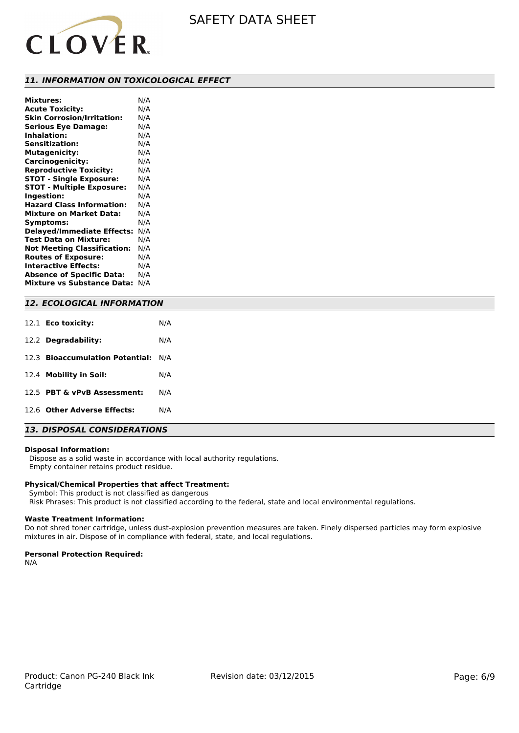## 11. INFORMATION ON TOXICOLOGICAL EFFECT

| | |
|---|---|
| **Mixtures:** | N/A |
| **Acute Toxicity:** | N/A |
| **Skin Corrosion/Irritation:** | N/A |
| **Serious Eye Damage:** | N/A |
| **Inhalation:** | N/A |
| **Sensitization:** | N/A |
| **Mutagenicity:** | N/A |
| **Carcinogenicity:** | N/A |
| **Reproductive Toxicity:** | N/A |
| **STOT - Single Exposure:** | N/A |
| **STOT - Multiple Exposure:** | N/A |
| **Ingestion:** | N/A |
| **Hazard Class Information:** | N/A |
| **Mixture on Market Data:** | N/A |
| **Symptoms:** | N/A |
| **Delayed/Immediate Effects:** | N/A |
| **Test Data on Mixture:** | N/A |
| **Not Meeting Classification:** | N/A |
| **Routes of Exposure:** | N/A |
| **Interactive Effects:** | N/A |
| **Absence of Specific Data:** | N/A |
| **Mixture vs Substance Data:** | N/A |

## 12. ECOLOGICAL INFORMATION

| | | |
|---|---|---|
| 12.1 | **Eco toxicity:** | N/A |
| 12.2 | **Degradability:** | N/A |
| 12.3 | **Bioaccumulation Potential:** | N/A |
| 12.4 | **Mobility in Soil:** | N/A |
| 12.5 | **PBT & vPvB Assessment:** | N/A |
| 12.6 | **Other Adverse Effects:** | N/A |

## 13. DISPOSAL CONSIDERATIONS

**Disposal Information:**

Dispose as a solid waste in accordance with local authority regulations.
Empty container retains product residue.

**Physical/Chemical Properties that affect Treatment:**

Symbol: This product is not classified as dangerous
Risk Phrases: This product is not classified according to the federal, state and local environmental regulations.

**Waste Treatment Information:**

Do not shred toner cartridge, unless dust-explosion prevention measures are taken. Finely dispersed particles may form explosive mixtures in air. Dispose of in compliance with federal, state, and local regulations.

**Personal Protection Required:**

N/A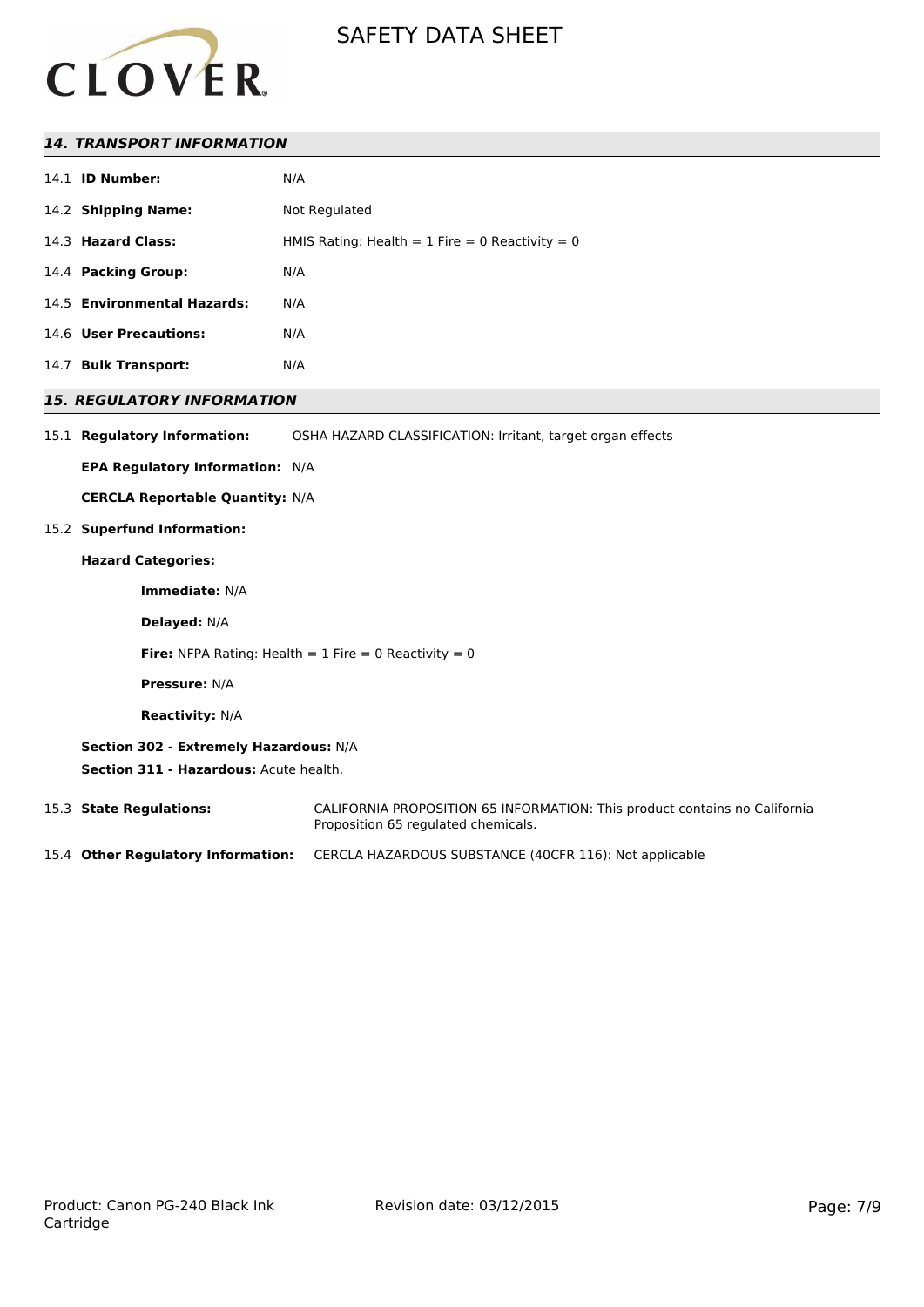## 14. TRANSPORT INFORMATION

| | |
|---|---|
| 14.1 **ID Number:** | N/A |
| 14.2 **Shipping Name:** | Not Regulated |
| 14.3 **Hazard Class:** | HMIS Rating: Health = 1 Fire = 0 Reactivity = 0 |
| 14.4 **Packing Group:** | N/A |
| 14.5 **Environmental Hazards:** | N/A |
| 14.6 **User Precautions:** | N/A |
| 14.7 **Bulk Transport:** | N/A |

## 15. REGULATORY INFORMATION

15.1 **Regulatory Information:** OSHA HAZARD CLASSIFICATION: Irritant, target organ effects

**EPA Regulatory Information:** N/A

**CERCLA Reportable Quantity:** N/A

15.2 **Superfund Information:**

**Hazard Categories:**

**Immediate:** N/A

**Delayed:** N/A

**Fire:** NFPA Rating: Health = 1 Fire = 0 Reactivity = 0

**Pressure:** N/A

**Reactivity:** N/A

**Section 302 - Extremely Hazardous:** N/A

**Section 311 - Hazardous:** Acute health.

15.3 **State Regulations:** CALIFORNIA PROPOSITION 65 INFORMATION: This product contains no California Proposition 65 regulated chemicals.

15.4 **Other Regulatory Information:** CERCLA HAZARDOUS SUBSTANCE (40CFR 116): Not applicable

Product: Canon PG-240 Black Ink Cartridge

Revision date: 03/12/2015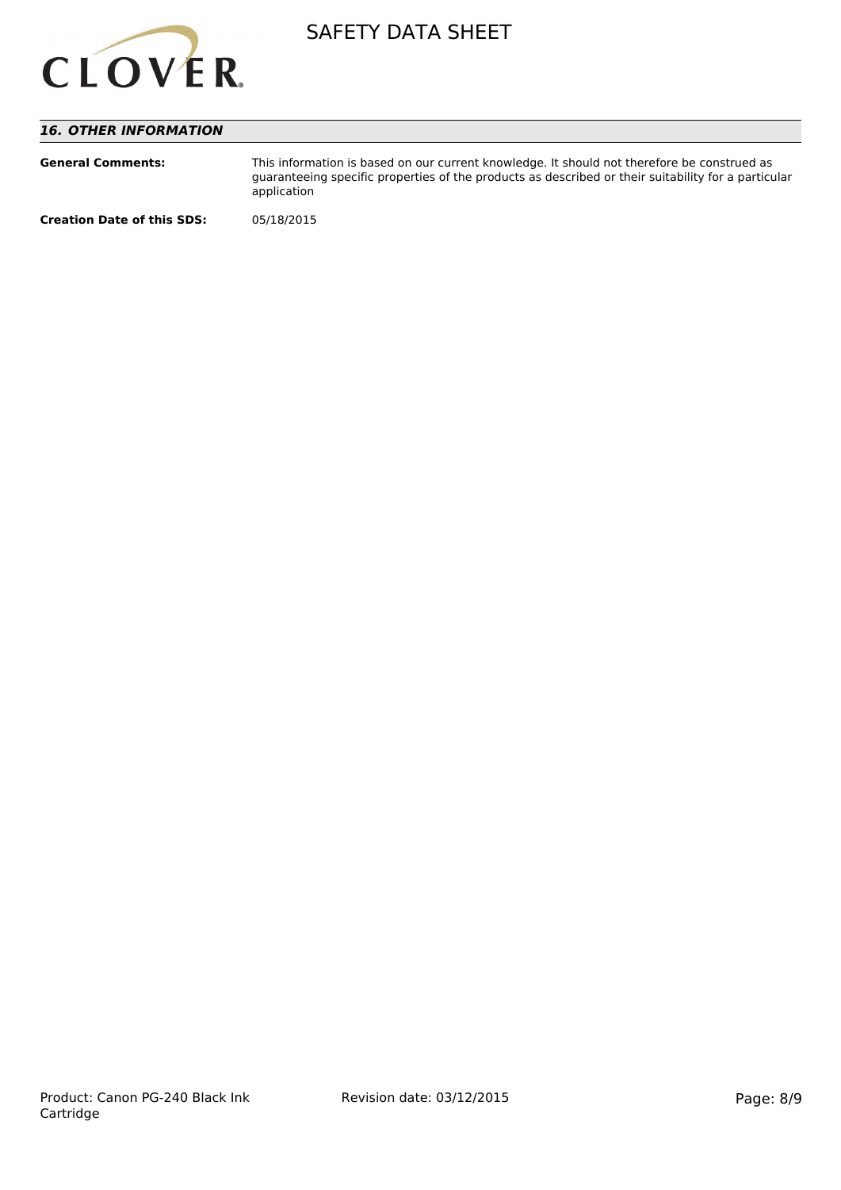## *16. OTHER INFORMATION*

**General Comments:** This information is based on our current knowledge. It should not therefore be construed as guaranteeing specific properties of the products as described or their suitability for a particular application

**Creation Date of this SDS:** 05/18/2015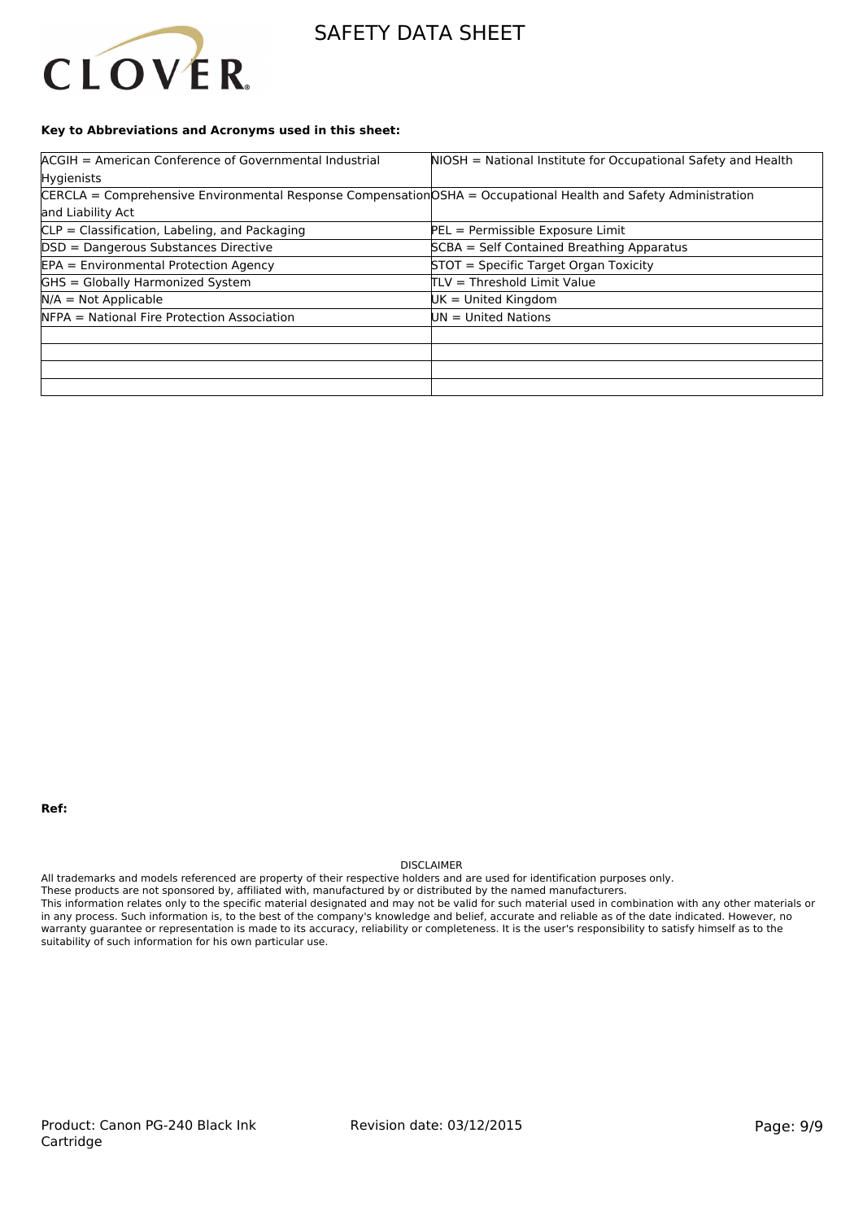**Key to Abbreviations and Acronyms used in this sheet:**

| | |
|---|---|
| ACGIH = American Conference of Governmental Industrial Hygienists | NIOSH = National Institute for Occupational Safety and Health |
| CERCLA = Comprehensive Environmental Response Compensation and Liability Act | OSHA = Occupational Health and Safety Administration |
| CLP = Classification, Labeling, and Packaging | PEL = Permissible Exposure Limit |
| DSD = Dangerous Substances Directive | SCBA = Self Contained Breathing Apparatus |
| EPA = Environmental Protection Agency | STOT = Specific Target Organ Toxicity |
| GHS = Globally Harmonized System | TLV = Threshold Limit Value |
| N/A = Not Applicable | UK = United Kingdom |
| NFPA = National Fire Protection Association | UN = United Nations |
| | |
| | |
| | |
| | |

**Ref:**

DISCLAIMER

All trademarks and models referenced are property of their respective holders and are used for identification purposes only.
These products are not sponsored by, affiliated with, manufactured by or distributed by the named manufacturers.
This information relates only to the specific material designated and may not be valid for such material used in combination with any other materials or in any process. Such information is, to the best of the company's knowledge and belief, accurate and reliable as of the date indicated. However, no warranty guarantee or representation is made to its accuracy, reliability or completeness. It is the user's responsibility to satisfy himself as to the suitability of such information for his own particular use.